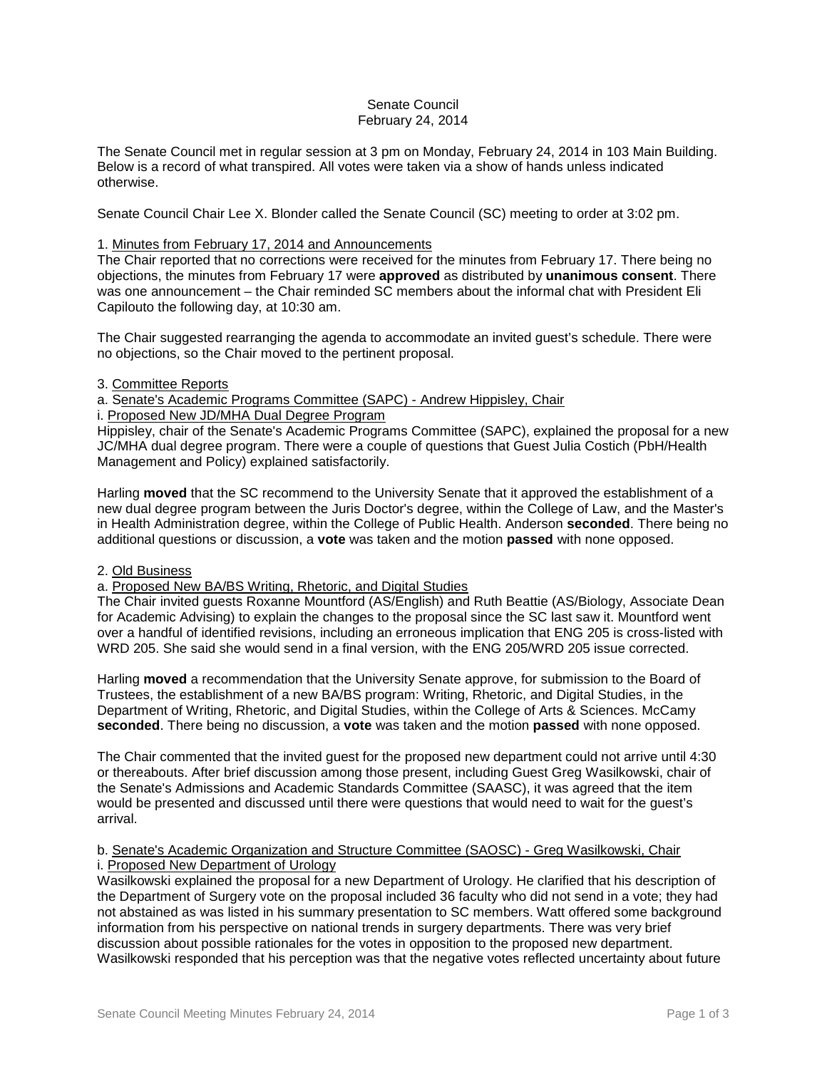Senate Council
February 24, 2014

The Senate Council met in regular session at 3 pm on Monday, February 24, 2014 in 103 Main Building. Below is a record of what transpired. All votes were taken via a show of hands unless indicated otherwise.

Senate Council Chair Lee X. Blonder called the Senate Council (SC) meeting to order at 3:02 pm.

1. Minutes from February 17, 2014 and Announcements

The Chair reported that no corrections were received for the minutes from February 17. There being no objections, the minutes from February 17 were **approved** as distributed by **unanimous consent**. There was one announcement – the Chair reminded SC members about the informal chat with President Eli Capilouto the following day, at 10:30 am.

The Chair suggested rearranging the agenda to accommodate an invited guest's schedule. There were no objections, so the Chair moved to the pertinent proposal.

3. Committee Reports

a. Senate's Academic Programs Committee (SAPC) - Andrew Hippisley, Chair

i. Proposed New JD/MHA Dual Degree Program

Hippisley, chair of the Senate's Academic Programs Committee (SAPC), explained the proposal for a new JC/MHA dual degree program. There were a couple of questions that Guest Julia Costich (PbH/Health Management and Policy) explained satisfactorily.

Harling **moved** that the SC recommend to the University Senate that it approved the establishment of a new dual degree program between the Juris Doctor's degree, within the College of Law, and the Master's in Health Administration degree, within the College of Public Health. Anderson **seconded**. There being no additional questions or discussion, a **vote** was taken and the motion **passed** with none opposed.

2. Old Business

a. Proposed New BA/BS Writing, Rhetoric, and Digital Studies

The Chair invited guests Roxanne Mountford (AS/English) and Ruth Beattie (AS/Biology, Associate Dean for Academic Advising) to explain the changes to the proposal since the SC last saw it. Mountford went over a handful of identified revisions, including an erroneous implication that ENG 205 is cross-listed with WRD 205. She said she would send in a final version, with the ENG 205/WRD 205 issue corrected.

Harling **moved** a recommendation that the University Senate approve, for submission to the Board of Trustees, the establishment of a new BA/BS program: Writing, Rhetoric, and Digital Studies, in the Department of Writing, Rhetoric, and Digital Studies, within the College of Arts & Sciences. McCamy **seconded**. There being no discussion, a **vote** was taken and the motion **passed** with none opposed.

The Chair commented that the invited guest for the proposed new department could not arrive until 4:30 or thereabouts. After brief discussion among those present, including Guest Greg Wasilkowski, chair of the Senate's Admissions and Academic Standards Committee (SAASC), it was agreed that the item would be presented and discussed until there were questions that would need to wait for the guest's arrival.

b. Senate's Academic Organization and Structure Committee (SAOSC) - Greg Wasilkowski, Chair

i. Proposed New Department of Urology

Wasilkowski explained the proposal for a new Department of Urology. He clarified that his description of the Department of Surgery vote on the proposal included 36 faculty who did not send in a vote; they had not abstained as was listed in his summary presentation to SC members. Watt offered some background information from his perspective on national trends in surgery departments. There was very brief discussion about possible rationales for the votes in opposition to the proposed new department. Wasilkowski responded that his perception was that the negative votes reflected uncertainty about future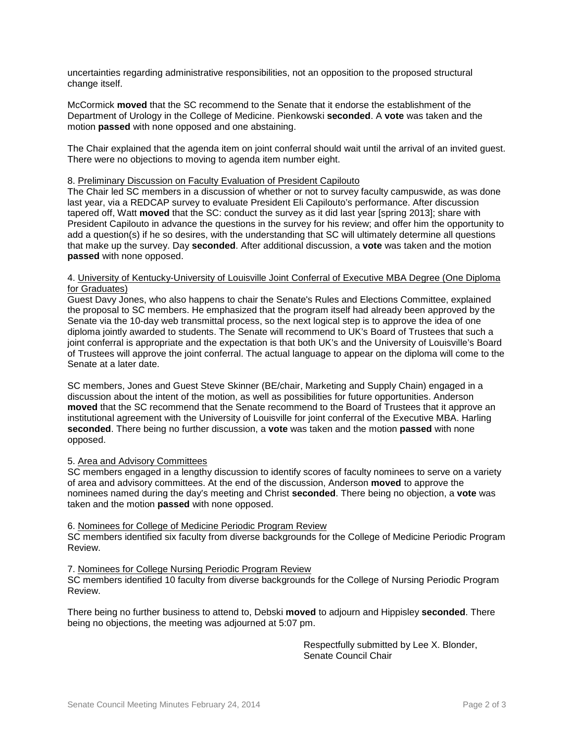uncertainties regarding administrative responsibilities, not an opposition to the proposed structural change itself.

McCormick **moved** that the SC recommend to the Senate that it endorse the establishment of the Department of Urology in the College of Medicine. Pienkowski **seconded**. A **vote** was taken and the motion **passed** with none opposed and one abstaining.

The Chair explained that the agenda item on joint conferral should wait until the arrival of an invited guest. There were no objections to moving to agenda item number eight.

8. Preliminary Discussion on Faculty Evaluation of President Capilouto

The Chair led SC members in a discussion of whether or not to survey faculty campuswide, as was done last year, via a REDCAP survey to evaluate President Eli Capilouto's performance. After discussion tapered off, Watt **moved** that the SC: conduct the survey as it did last year [spring 2013]; share with President Capilouto in advance the questions in the survey for his review; and offer him the opportunity to add a question(s) if he so desires, with the understanding that SC will ultimately determine all questions that make up the survey. Day **seconded**. After additional discussion, a **vote** was taken and the motion **passed** with none opposed.

4. University of Kentucky-University of Louisville Joint Conferral of Executive MBA Degree (One Diploma for Graduates)

Guest Davy Jones, who also happens to chair the Senate's Rules and Elections Committee, explained the proposal to SC members. He emphasized that the program itself had already been approved by the Senate via the 10-day web transmittal process, so the next logical step is to approve the idea of one diploma jointly awarded to students. The Senate will recommend to UK's Board of Trustees that such a joint conferral is appropriate and the expectation is that both UK's and the University of Louisville's Board of Trustees will approve the joint conferral. The actual language to appear on the diploma will come to the Senate at a later date.

SC members, Jones and Guest Steve Skinner (BE/chair, Marketing and Supply Chain) engaged in a discussion about the intent of the motion, as well as possibilities for future opportunities. Anderson **moved** that the SC recommend that the Senate recommend to the Board of Trustees that it approve an institutional agreement with the University of Louisville for joint conferral of the Executive MBA. Harling **seconded**. There being no further discussion, a **vote** was taken and the motion **passed** with none opposed.

5. Area and Advisory Committees

SC members engaged in a lengthy discussion to identify scores of faculty nominees to serve on a variety of area and advisory committees. At the end of the discussion, Anderson **moved** to approve the nominees named during the day's meeting and Christ **seconded**. There being no objection, a **vote** was taken and the motion **passed** with none opposed.

6. Nominees for College of Medicine Periodic Program Review

SC members identified six faculty from diverse backgrounds for the College of Medicine Periodic Program Review.

7. Nominees for College Nursing Periodic Program Review

SC members identified 10 faculty from diverse backgrounds for the College of Nursing Periodic Program Review.

There being no further business to attend to, Debski **moved** to adjourn and Hippisley **seconded**. There being no objections, the meeting was adjourned at 5:07 pm.

Respectfully submitted by Lee X. Blonder,
Senate Council Chair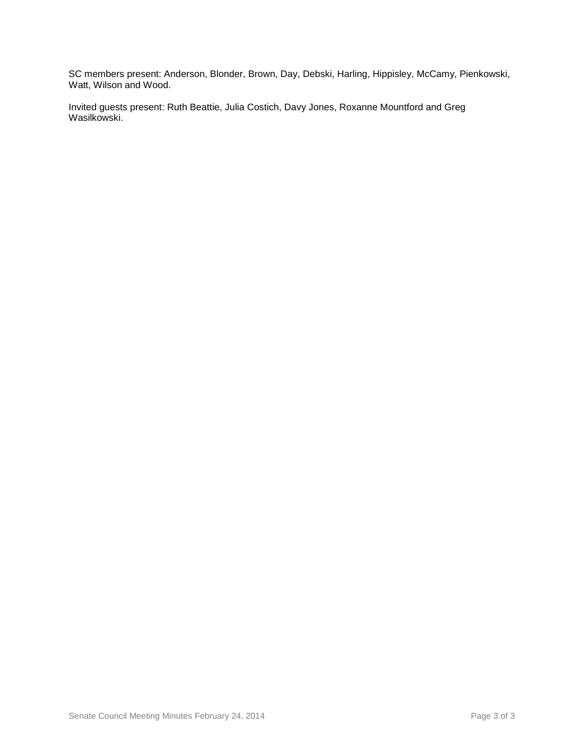SC members present: Anderson, Blonder, Brown, Day, Debski, Harling, Hippisley, McCamy, Pienkowski, Watt, Wilson and Wood.

Invited guests present: Ruth Beattie, Julia Costich, Davy Jones, Roxanne Mountford and Greg Wasilkowski.